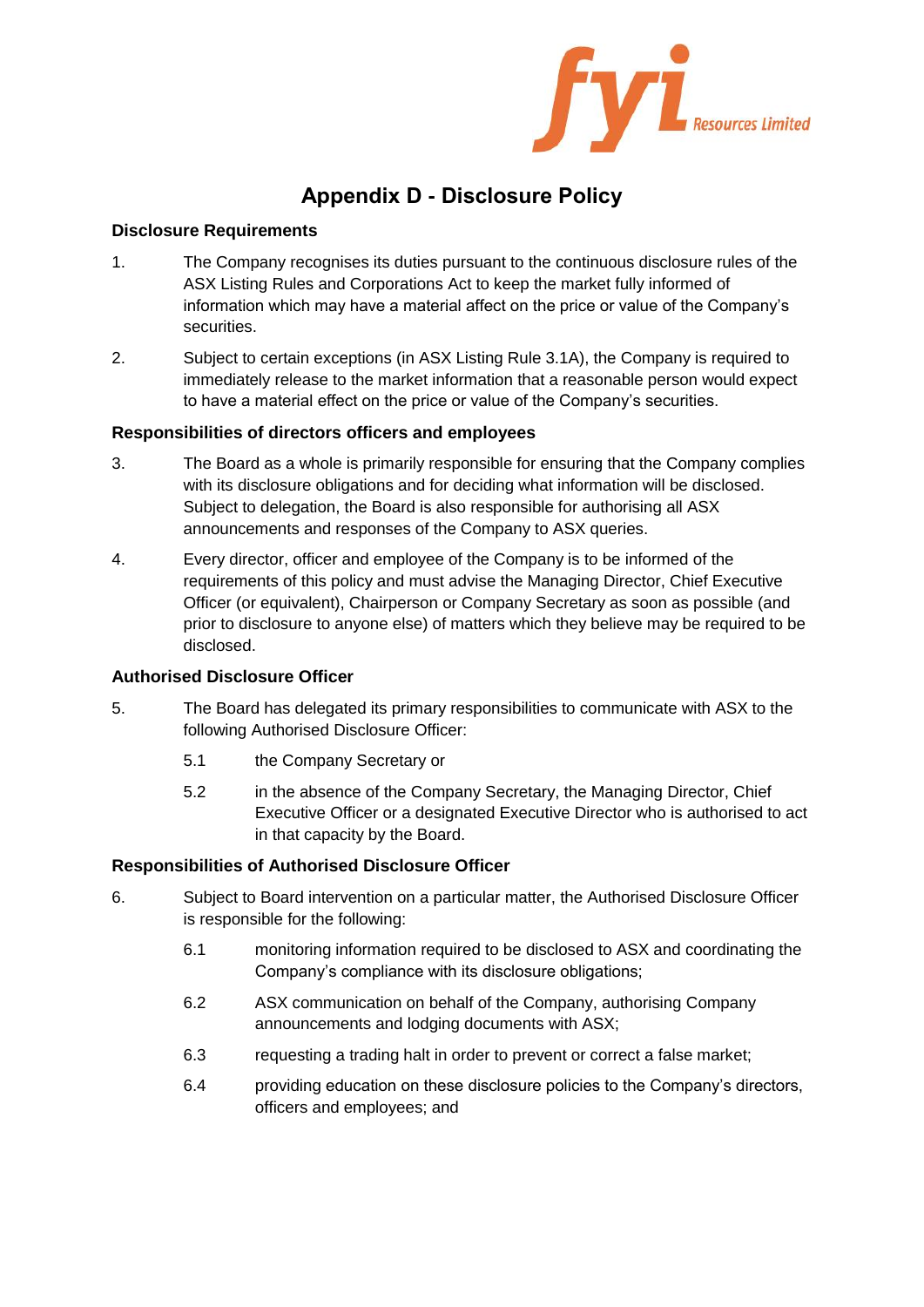# Appendix D - Disclosure Policy

### Disclosure Requirements

1. The Company recognises its duties pursuant to the continuous disclosure rules of the ASX Listing Rules and Corporations Act to keep the market fully informed of information which may have a material affect on the price or value of the Company's securities.

2. Subject to certain exceptions (in ASX Listing Rule 3.1A), the Company is required to immediately release to the market information that a reasonable person would expect to have a material effect on the price or value of the Company's securities.

### Responsibilities of directors officers and employees

3. The Board as a whole is primarily responsible for ensuring that the Company complies with its disclosure obligations and for deciding what information will be disclosed. Subject to delegation, the Board is also responsible for authorising all ASX announcements and responses of the Company to ASX queries.

4. Every director, officer and employee of the Company is to be informed of the requirements of this policy and must advise the Managing Director, Chief Executive Officer (or equivalent), Chairperson or Company Secretary as soon as possible (and prior to disclosure to anyone else) of matters which they believe may be required to be disclosed.

### Authorised Disclosure Officer

5. The Board has delegated its primary responsibilities to communicate with ASX to the following Authorised Disclosure Officer:

   5.1 the Company Secretary or

   5.2 in the absence of the Company Secretary, the Managing Director, Chief Executive Officer or a designated Executive Director who is authorised to act in that capacity by the Board.

### Responsibilities of Authorised Disclosure Officer

6. Subject to Board intervention on a particular matter, the Authorised Disclosure Officer is responsible for the following:

   6.1 monitoring information required to be disclosed to ASX and coordinating the Company's compliance with its disclosure obligations;

   6.2 ASX communication on behalf of the Company, authorising Company announcements and lodging documents with ASX;

   6.3 requesting a trading halt in order to prevent or correct a false market;

   6.4 providing education on these disclosure policies to the Company's directors, officers and employees; and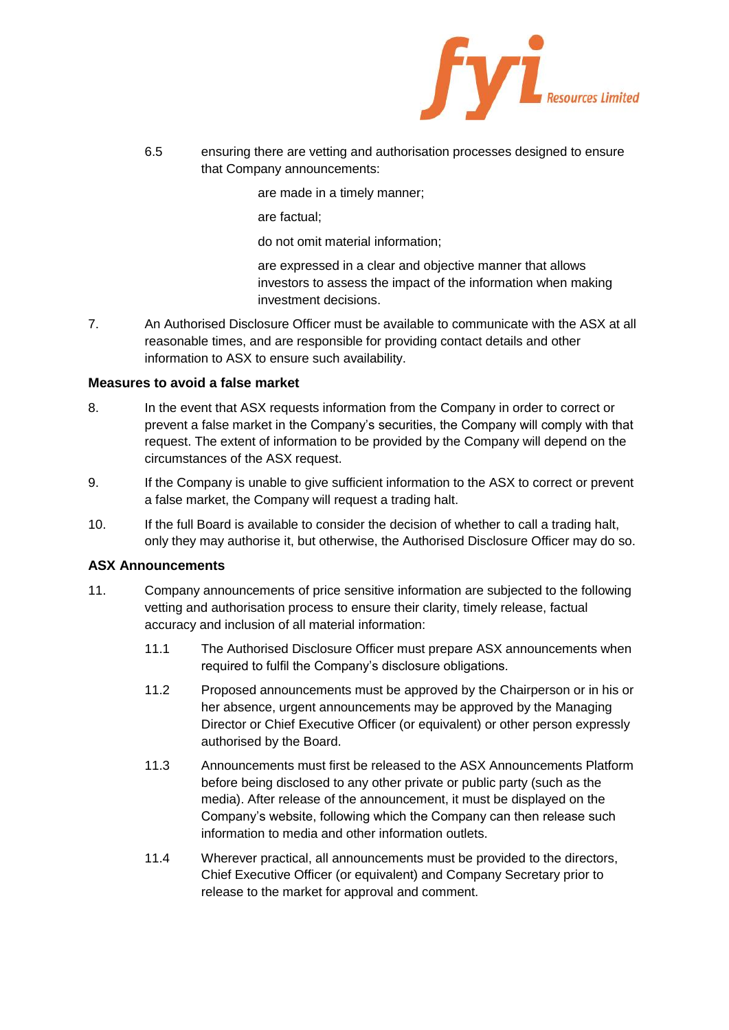6.5 ensuring there are vetting and authorisation processes designed to ensure that Company announcements:

- are made in a timely manner;
- are factual;
- do not omit material information;
- are expressed in a clear and objective manner that allows investors to assess the impact of the information when making investment decisions.

7. An Authorised Disclosure Officer must be available to communicate with the ASX at all reasonable times, and are responsible for providing contact details and other information to ASX to ensure such availability.

**Measures to avoid a false market**

8. In the event that ASX requests information from the Company in order to correct or prevent a false market in the Company's securities, the Company will comply with that request. The extent of information to be provided by the Company will depend on the circumstances of the ASX request.

9. If the Company is unable to give sufficient information to the ASX to correct or prevent a false market, the Company will request a trading halt.

10. If the full Board is available to consider the decision of whether to call a trading halt, only they may authorise it, but otherwise, the Authorised Disclosure Officer may do so.

**ASX Announcements**

11. Company announcements of price sensitive information are subjected to the following vetting and authorisation process to ensure their clarity, timely release, factual accuracy and inclusion of all material information:

    11.1 The Authorised Disclosure Officer must prepare ASX announcements when required to fulfil the Company's disclosure obligations.

    11.2 Proposed announcements must be approved by the Chairperson or in his or her absence, urgent announcements may be approved by the Managing Director or Chief Executive Officer (or equivalent) or other person expressly authorised by the Board.

    11.3 Announcements must first be released to the ASX Announcements Platform before being disclosed to any other private or public party (such as the media). After release of the announcement, it must be displayed on the Company's website, following which the Company can then release such information to media and other information outlets.

    11.4 Wherever practical, all announcements must be provided to the directors, Chief Executive Officer (or equivalent) and Company Secretary prior to release to the market for approval and comment.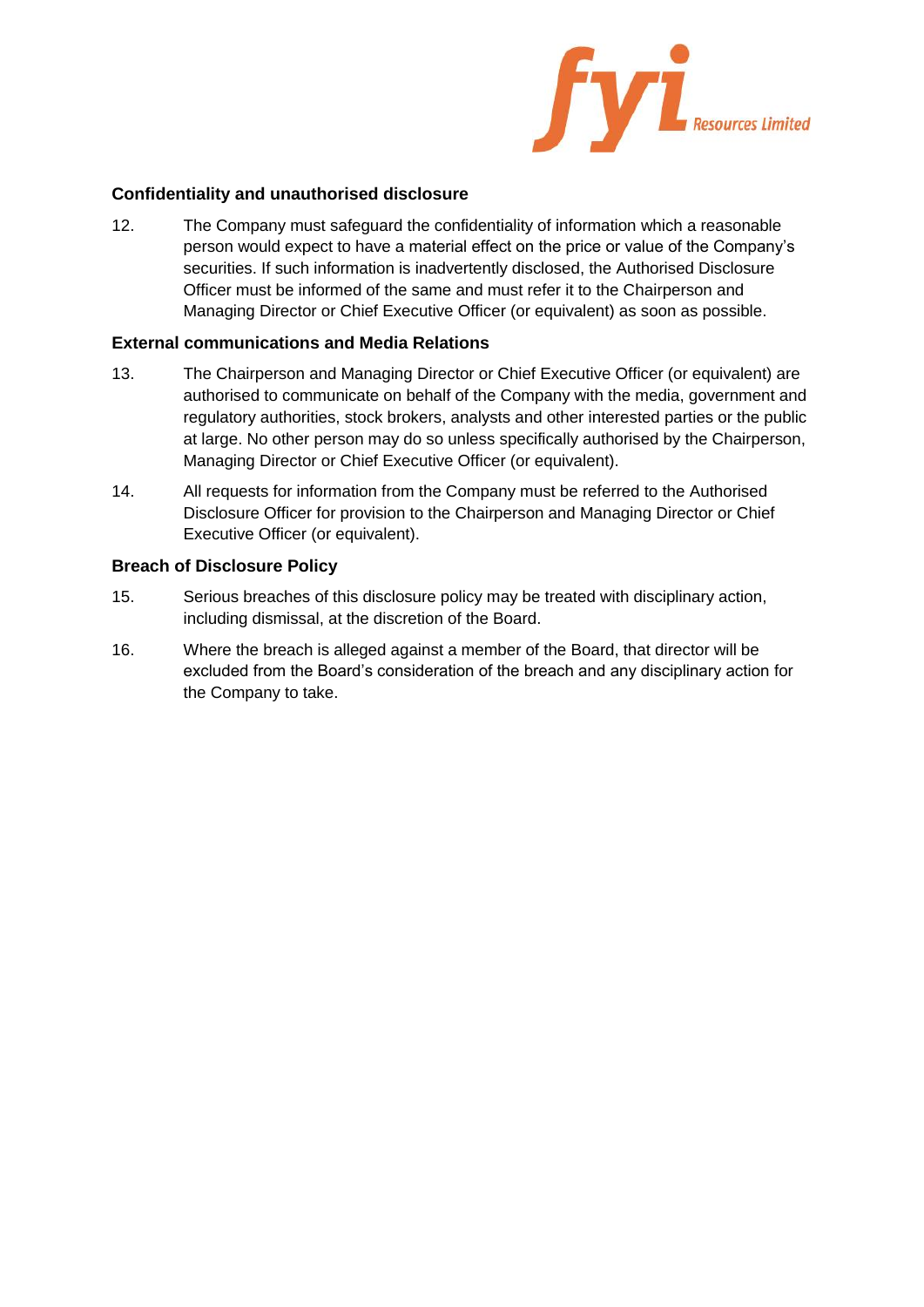### Confidentiality and unauthorised disclosure

12. The Company must safeguard the confidentiality of information which a reasonable person would expect to have a material effect on the price or value of the Company's securities. If such information is inadvertently disclosed, the Authorised Disclosure Officer must be informed of the same and must refer it to the Chairperson and Managing Director or Chief Executive Officer (or equivalent) as soon as possible.

### External communications and Media Relations

13. The Chairperson and Managing Director or Chief Executive Officer (or equivalent) are authorised to communicate on behalf of the Company with the media, government and regulatory authorities, stock brokers, analysts and other interested parties or the public at large. No other person may do so unless specifically authorised by the Chairperson, Managing Director or Chief Executive Officer (or equivalent).

14. All requests for information from the Company must be referred to the Authorised Disclosure Officer for provision to the Chairperson and Managing Director or Chief Executive Officer (or equivalent).

### Breach of Disclosure Policy

15. Serious breaches of this disclosure policy may be treated with disciplinary action, including dismissal, at the discretion of the Board.

16. Where the breach is alleged against a member of the Board, that director will be excluded from the Board's consideration of the breach and any disciplinary action for the Company to take.